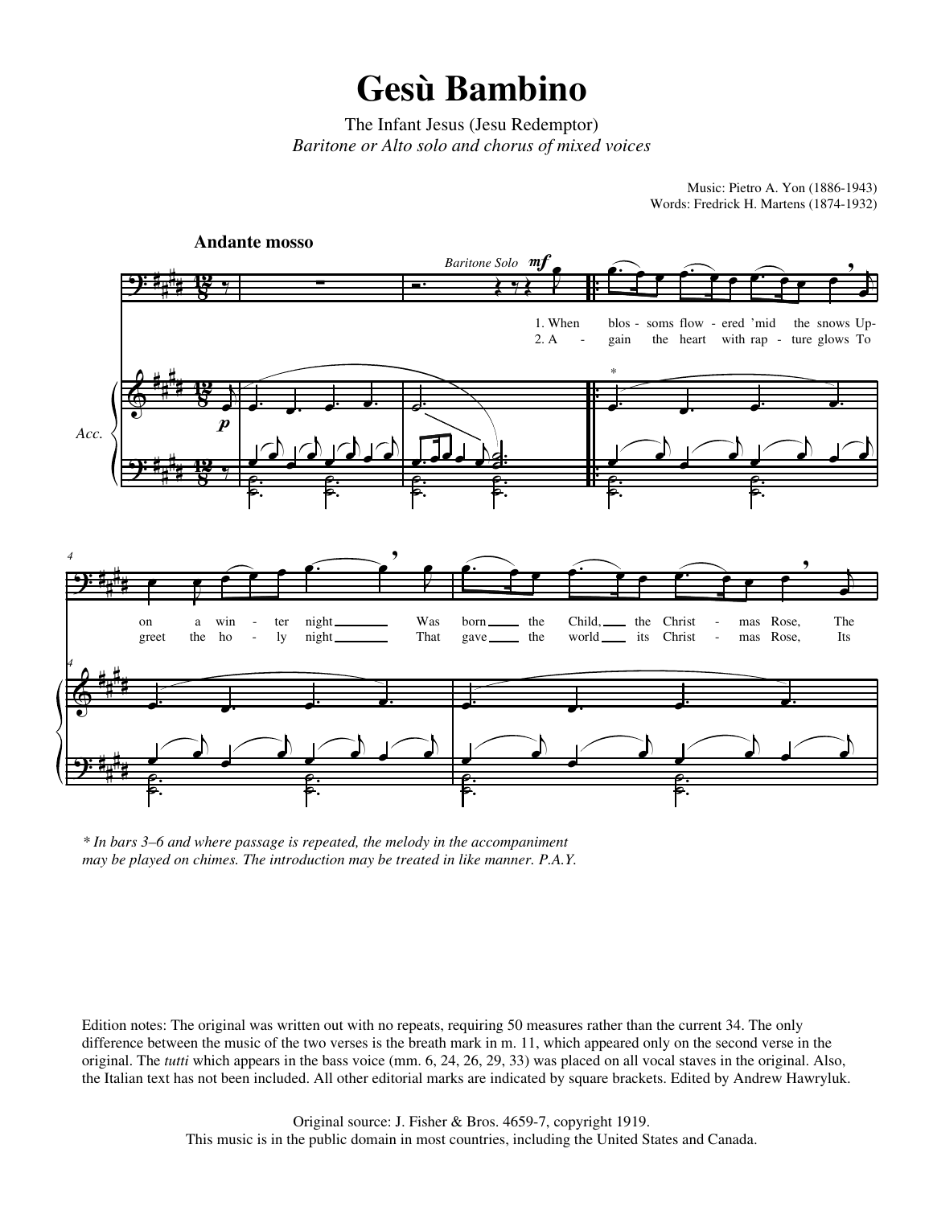# Gesù Bambino

The Infant Jesus (Jesu Redemptor)

*Baritone or Alto solo and chorus of mixed voices*

Music: Pietro A. Yon (1886-1943)
Words: Fredrick H. Martens (1874-1932)

**Andante mosso**

*Baritone Solo* *mf*

1. When blos - soms flow - ered 'mid the snows Up- on a win - ter night Was born the Child, the Christ - mas Rose, The
2. A - gain the heart with rap - ture glows To greet the ho - ly night That gave the world its Christ - mas Rose, Its

Acc.

*p*

\* *In bars 3–6 and where passage is repeated, the melody in the accompaniment may be played on chimes. The introduction may be treated in like manner. P.A.Y.*

Edition notes: The original was written out with no repeats, requiring 50 measures rather than the current 34. The only difference between the music of the two verses is the breath mark in m. 11, which appeared only on the second verse in the original. The *tutti* which appears in the bass voice (mm. 6, 24, 26, 29, 33) was placed on all vocal staves in the original. Also, the Italian text has not been included. All other editorial marks are indicated by square brackets. Edited by Andrew Hawryluk.

Original source: J. Fisher & Bros. 4659-7, copyright 1919.
This music is in the public domain in most countries, including the United States and Canada.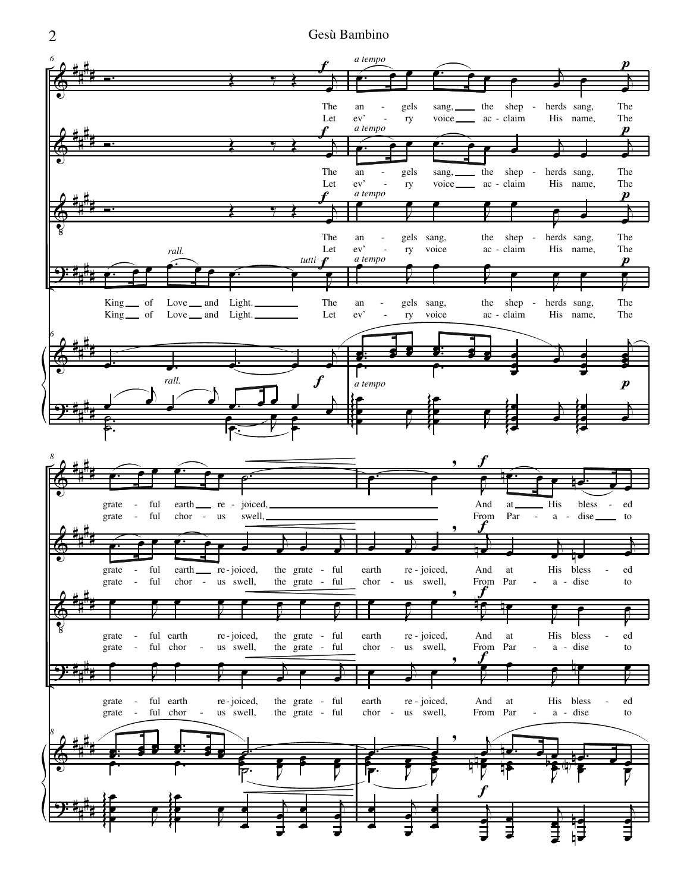*rall.* *a tempo* *tutti*

King of Love and Light. The an - gels sang, the shep - herds sang, The grate - ful earth re - joiced, the grate - ful earth re - joiced, And at His bless - ed

King of Love and Light. Let ev' - ry voice ac - claim His name, The grate - ful chor - us swell, the grate - ful chor - us swell, From Par - a - dise to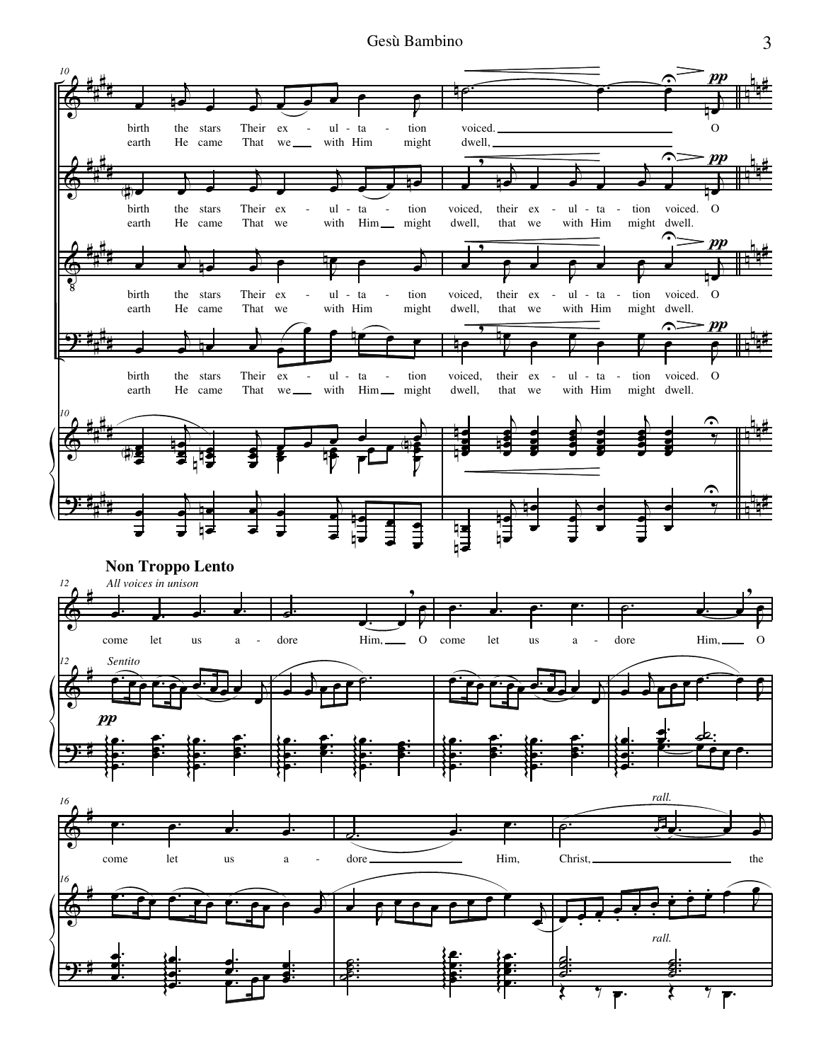birth the stars Their ex - ul - ta - tion voiced. O
earth He came That we with Him might dwell,

birth the stars Their ex - ul - ta - tion voiced, their ex - ul - ta - tion voiced. O
earth He came That we with Him might dwell, that we with Him might dwell.

birth the stars Their ex - ul - ta - tion voiced, their ex - ul - ta - tion voiced. O
earth He came That we with Him might dwell, that we with Him might dwell.

birth the stars Their ex - ul - ta - tion voiced, their ex - ul - ta - tion voiced. O
earth He came That we with Him might dwell, that we with Him might dwell.

**Non Troppo Lento**

*All voices in unison*

come let us a - dore Him, O come let us a - dore Him, O

*Sentito*

**pp**

come let us a - dore Him, Christ, the

*rall.*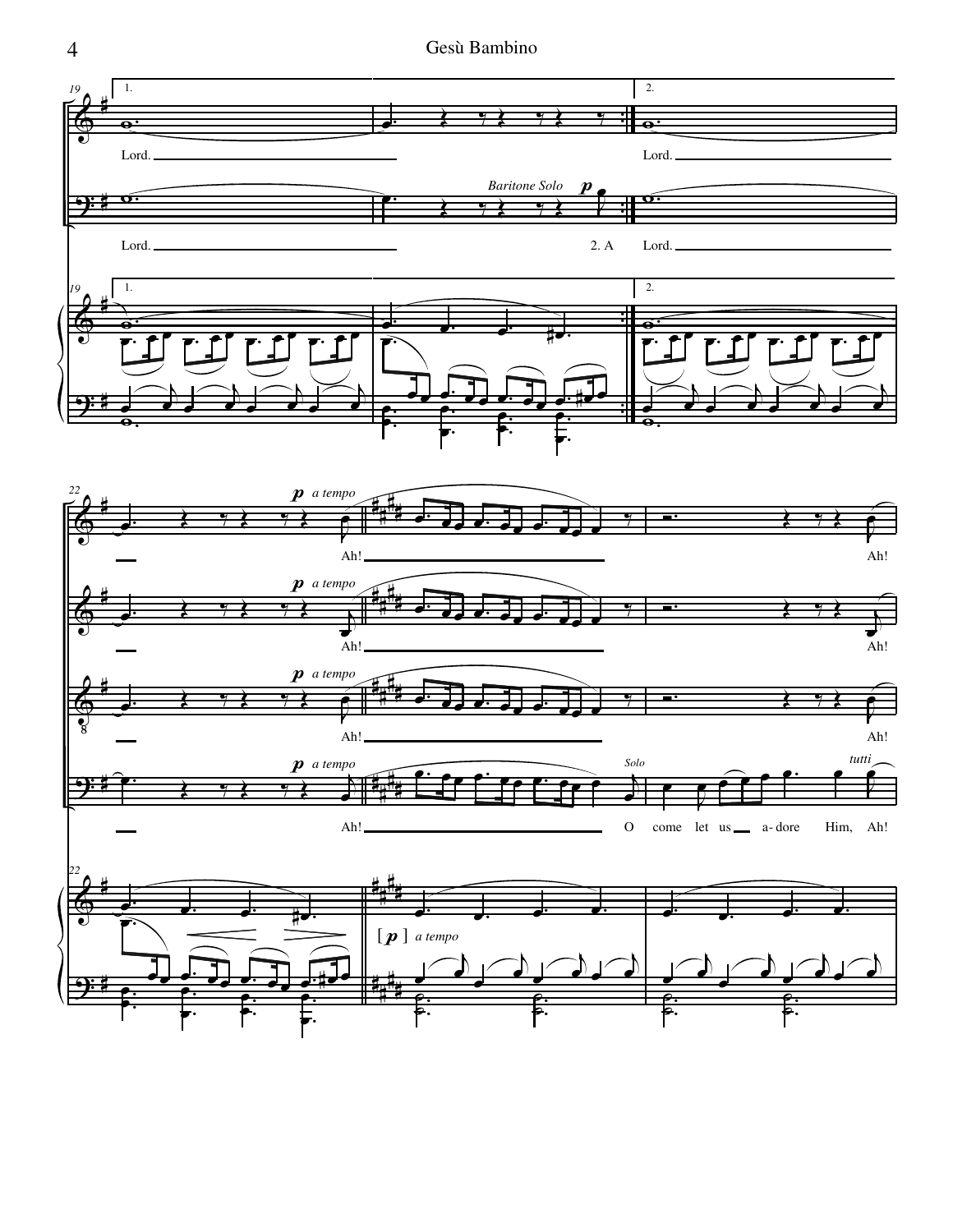Lord. Lord.

Baritone Solo *p*

Lord. 2. A Lord.

*p* *a tempo*

Ah! Ah!

Ah! Ah!

Ah! Ah!

Ah! *Solo* O come let us a- dore Him, *tutti* Ah!

[ *p* ] *a tempo*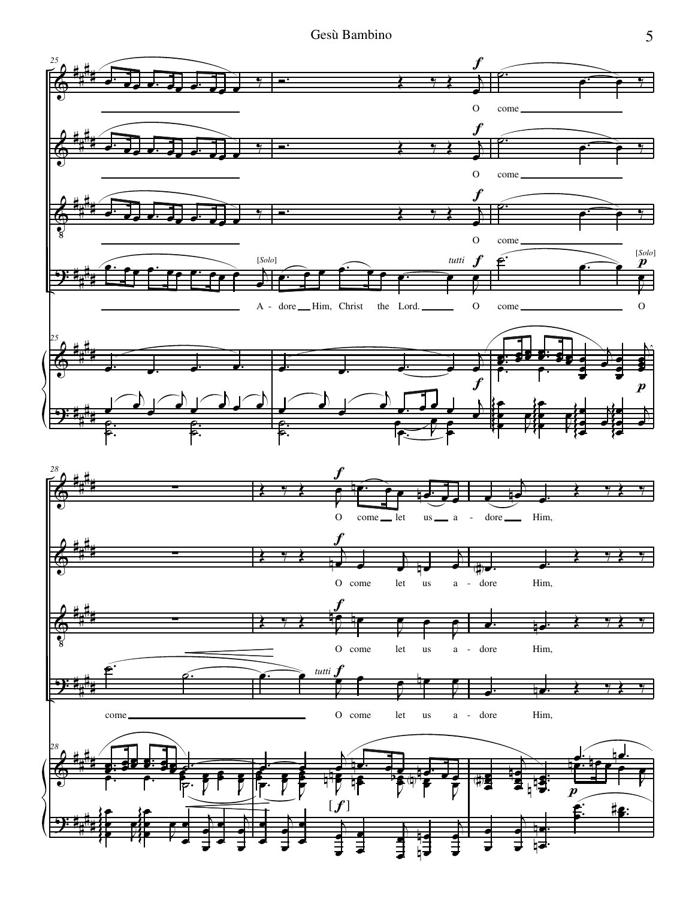O come

O come

O come

*[Solo]* A - dore Him, Christ the Lord. *tutti* O come *[Solo]* O

O come let us a - dore Him,

O come let us a - dore Him,

O come let us a - dore Him,

come *tutti* O come let us a - dore Him,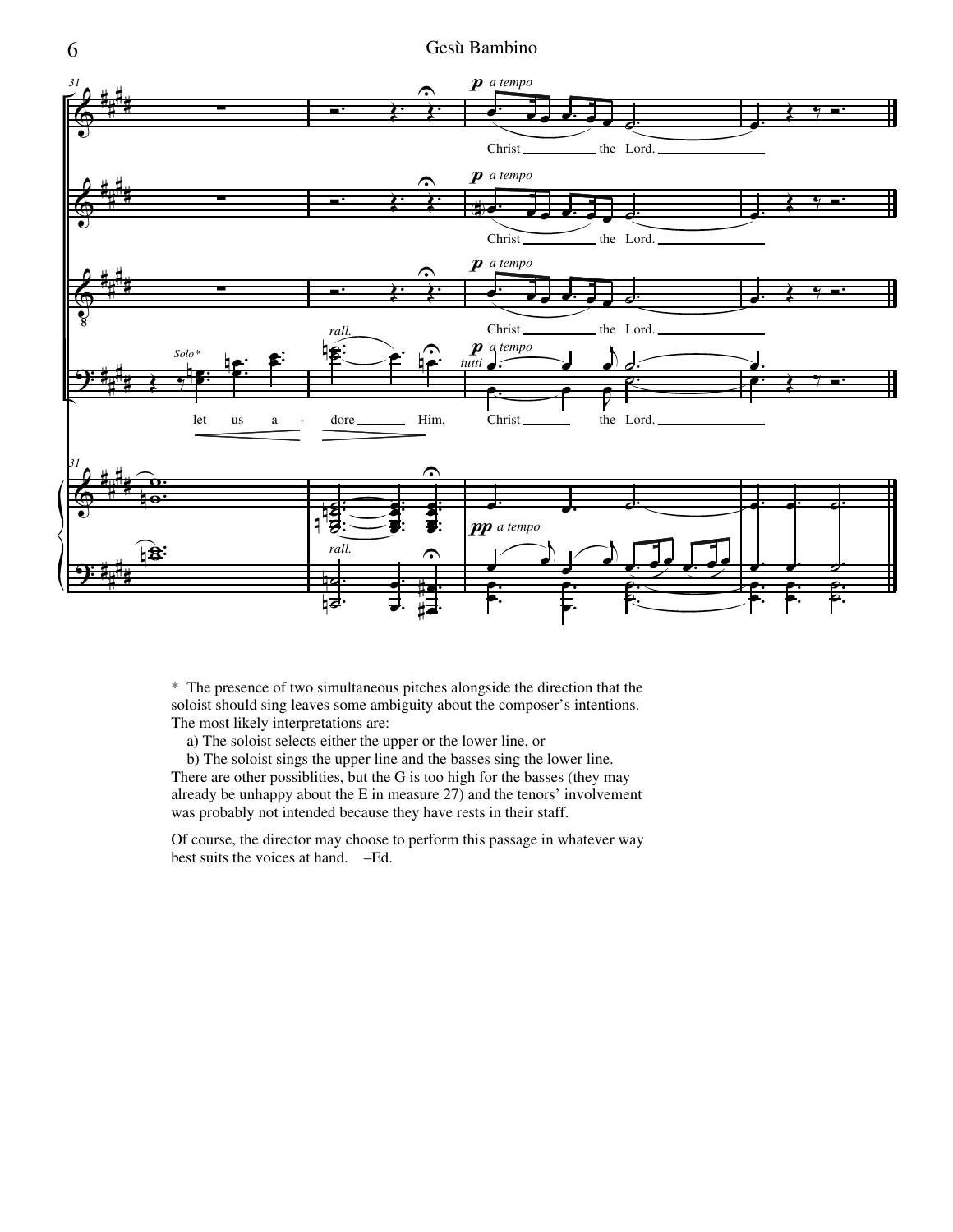\* The presence of two simultaneous pitches alongside the direction that the soloist should sing leaves some ambiguity about the composer's intentions. The most likely interpretations are:

a) The soloist selects either the upper or the lower line, or

b) The soloist sings the upper line and the basses sing the lower line.

There are other possiblities, but the G is too high for the basses (they may already be unhappy about the E in measure 27) and the tenors' involvement was probably not intended because they have rests in their staff.

Of course, the director may choose to perform this passage in whatever way best suits the voices at hand. –Ed.